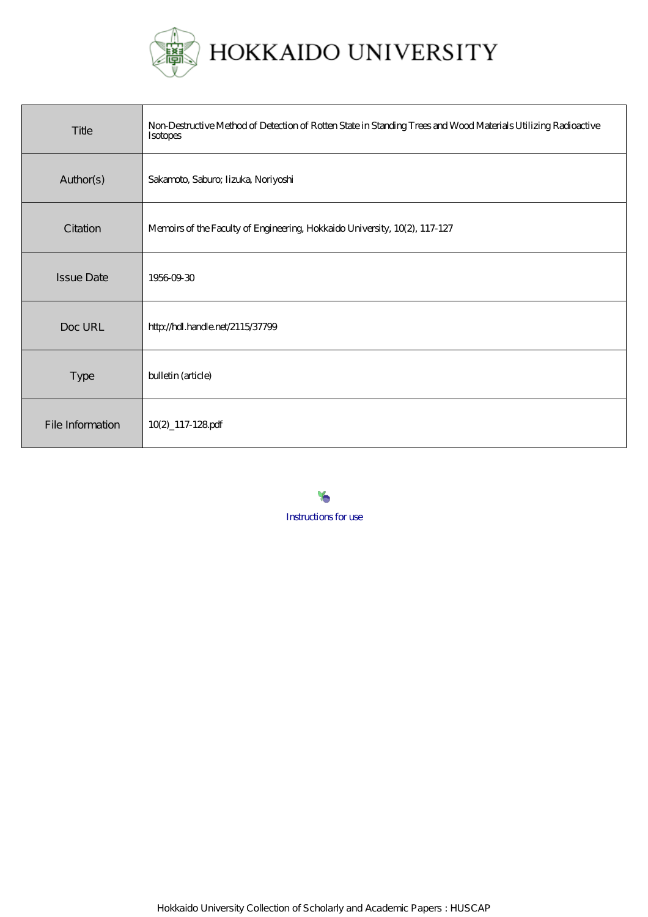HOKKAIDO UNIVERSITY

| | |
|---|---|
| Title | Non-Destructive Method of Detection of Rotten State in Standing Trees and Wood Materials Utilizing Radioactive Isotopes |
| Author(s) | Sakamoto, Saburo; Iizuka, Noriyoshi |
| Citation | Memoirs of the Faculty of Engineering, Hokkaido University, 10(2), 117-127 |
| Issue Date | 1956-09-30 |
| Doc URL | http://hdl.handle.net/2115/37799 |
| Type | bulletin (article) |
| File Information | 10(2)_117-128.pdf |

Instructions for use

Hokkaido University Collection of Scholarly and Academic Papers : HUSCAP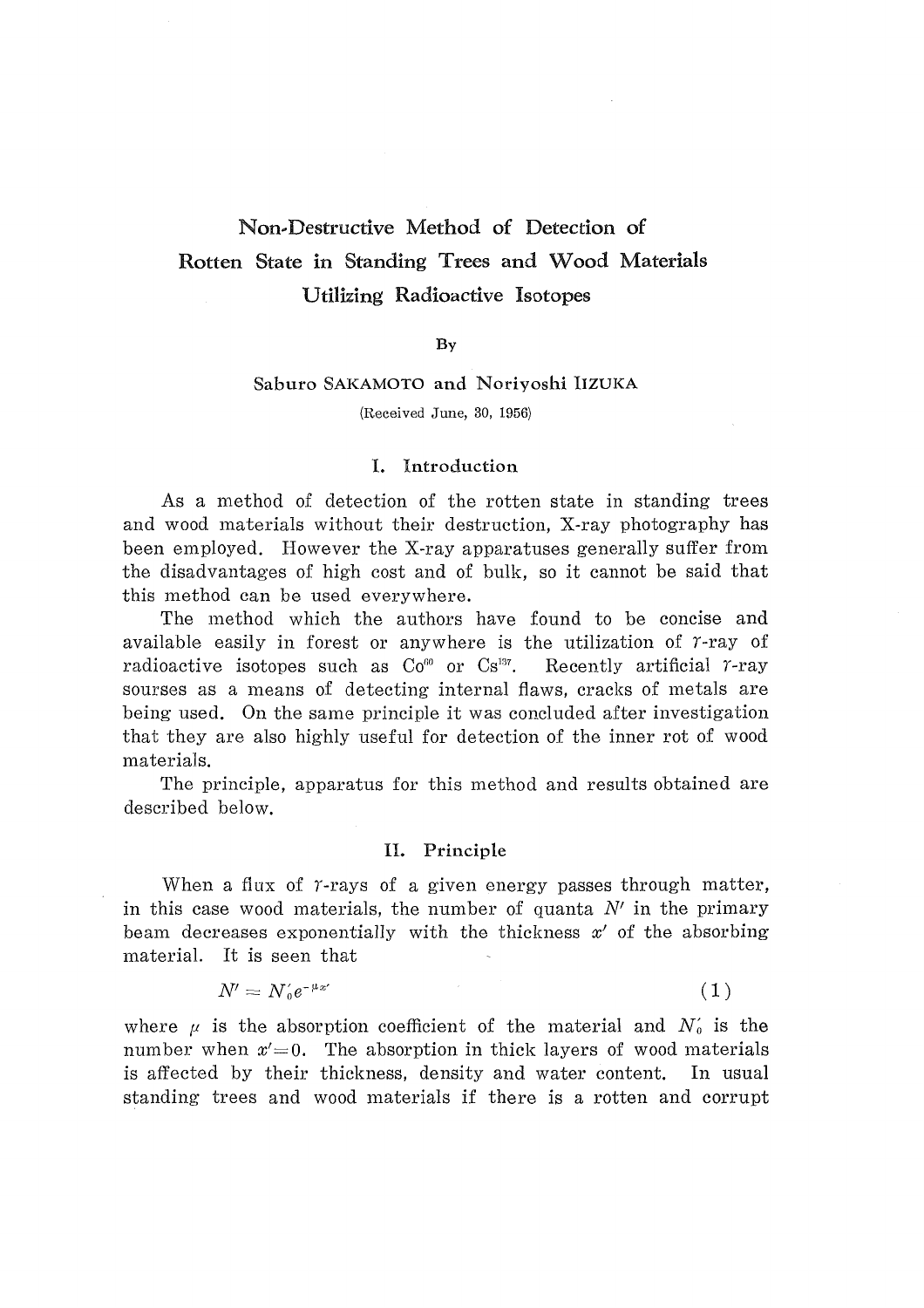# Non-Destructive Method of Detection of Rotten State in Standing Trees and Wood Materials Utilizing Radioactive Isotopes

By

Saburo SAKAMOTO and Noriyoshi IIZUKA

(Received June, 30, 1956)

## I. Introduction

As a method of detection of the rotten state in standing trees and wood materials without their destruction, X-ray photography has been employed. However the X-ray apparatuses generally suffer from the disadvantages of high cost and of bulk, so it cannot be said that this method can be used everywhere.

The method which the authors have found to be concise and available easily in forest or anywhere is the utilization of $\gamma$-ray of radioactive isotopes such as $Co^{60}$ or $Cs^{137}$. Recently artificial $\gamma$-ray sourses as a means of detecting internal flaws, cracks of metals are being used. On the same principle it was concluded after investigation that they are also highly useful for detection of the inner rot of wood materials.

The principle, apparatus for this method and results obtained are described below.

## II. Principle

When a flux of $\gamma$-rays of a given energy passes through matter, in this case wood materials, the number of quanta $N'$ in the primary beam decreases exponentially with the thickness $x'$ of the absorbing material. It is seen that

$$N' = N'_0 e^{-\mu x'} \tag{1}$$

where $\mu$ is the absorption coefficient of the material and $N'_0$ is the number when $x'=0$. The absorption in thick layers of wood materials is affected by their thickness, density and water content. In usual standing trees and wood materials if there is a rotten and corrupt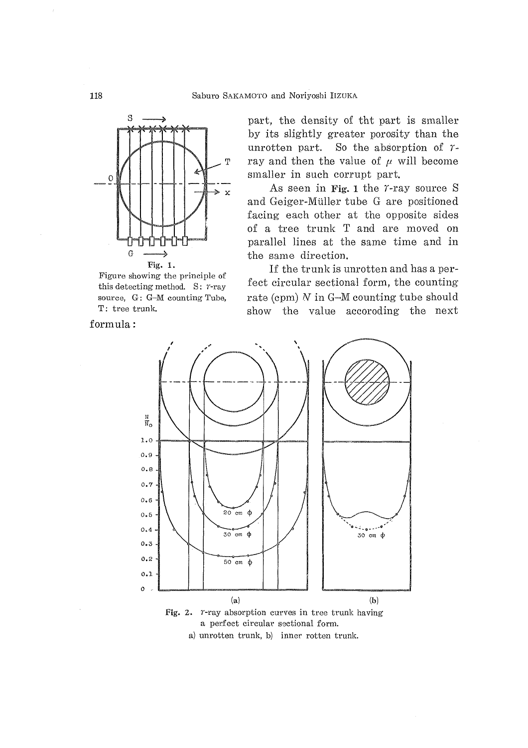part, the density of tht part is smaller by its slightly greater porosity than the unrotten part. So the absorption of $\gamma$-ray and then the value of $\mu$ will become smaller in such corrupt part.

As seen in **Fig. 1** the $\gamma$-ray source S and Geiger-Müller tube G are positioned facing each other at the opposite sides of a tree trunk T and are moved on parallel lines at the same time and in the same direction.

Fig. 1. Figure showing the principle of this detecting method. S: $\gamma$-ray source, G: G–M counting Tube, T: tree trunk.

If the trunk is unrotten and has a perfect circular sectional form, the counting rate (cpm) $N$ in G–M counting tube should show the value accoroding the next formula:

**Fig. 2.** $\gamma$-ray absorption curves in tree trunk having a perfect circular sectional form.
a) unrotten trunk, b) inner rotten trunk.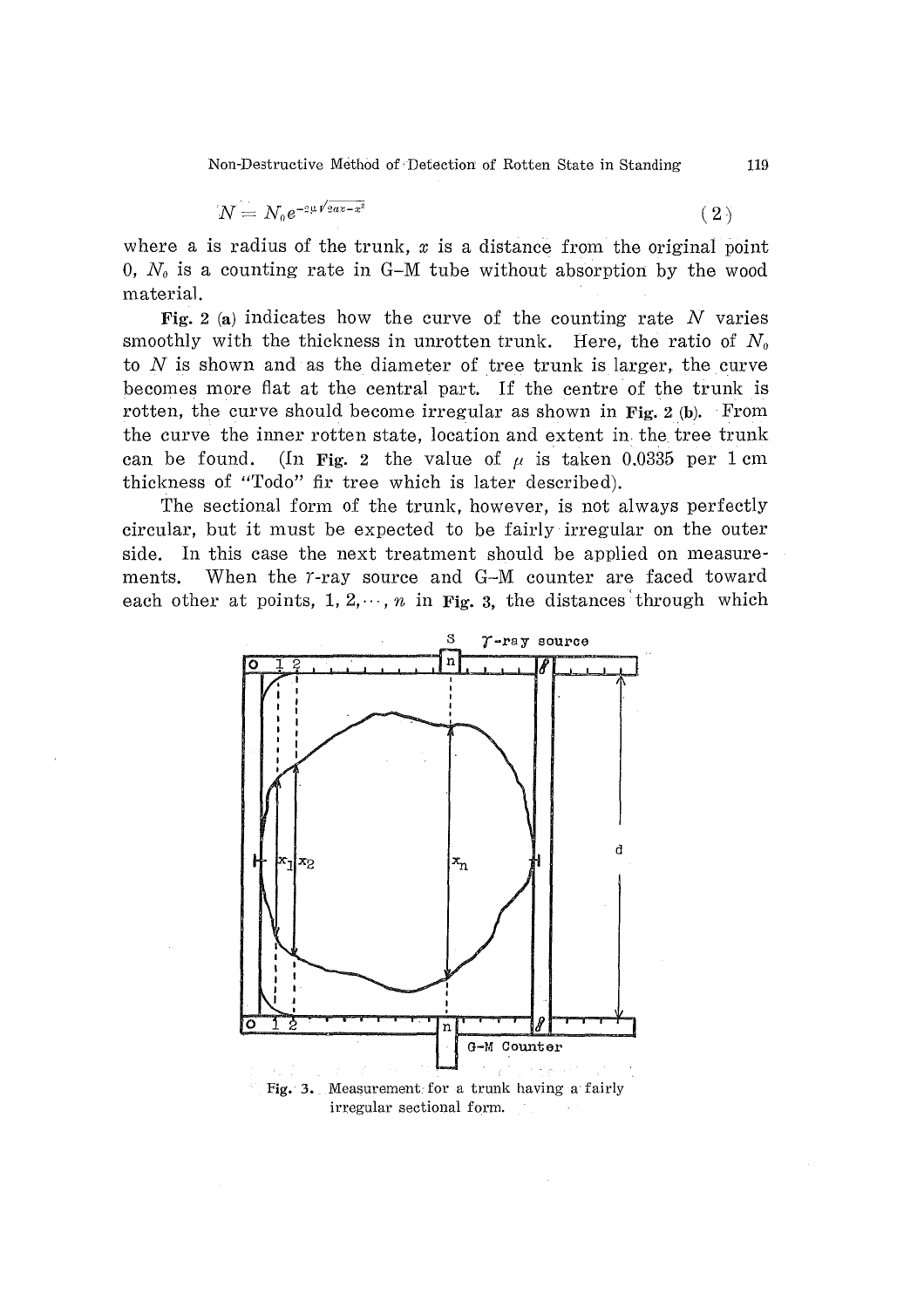$$N = N_0 e^{-2\mu\sqrt{2ax-x^2}} \tag{2}$$

where a is radius of the trunk, $x$ is a distance from the original point 0, $N_0$ is a counting rate in G–M tube without absorption by the wood material.

**Fig. 2** (a) indicates how the curve of the counting rate $N$ varies smoothly with the thickness in unrotten trunk. Here, the ratio of $N_0$ to $N$ is shown and as the diameter of tree trunk is larger, the curve becomes more flat at the central part. If the centre of the trunk is rotten, the curve should become irregular as shown in **Fig. 2** (b). From the curve the inner rotten state, location and extent in the tree trunk can be found. (In **Fig. 2** the value of $\mu$ is taken 0.0335 per 1 cm thickness of "Todo" fir tree which is later described).

The sectional form of the trunk, however, is not always perfectly circular, but it must be expected to be fairly irregular on the outer side. In this case the next treatment should be applied on measurements. When the $\gamma$-ray source and G–M counter are faced toward each other at points, 1, 2, $\cdots$, $n$ in **Fig. 3**, the distances through which

Fig. 3. Measurement for a trunk having a fairly irregular sectional form.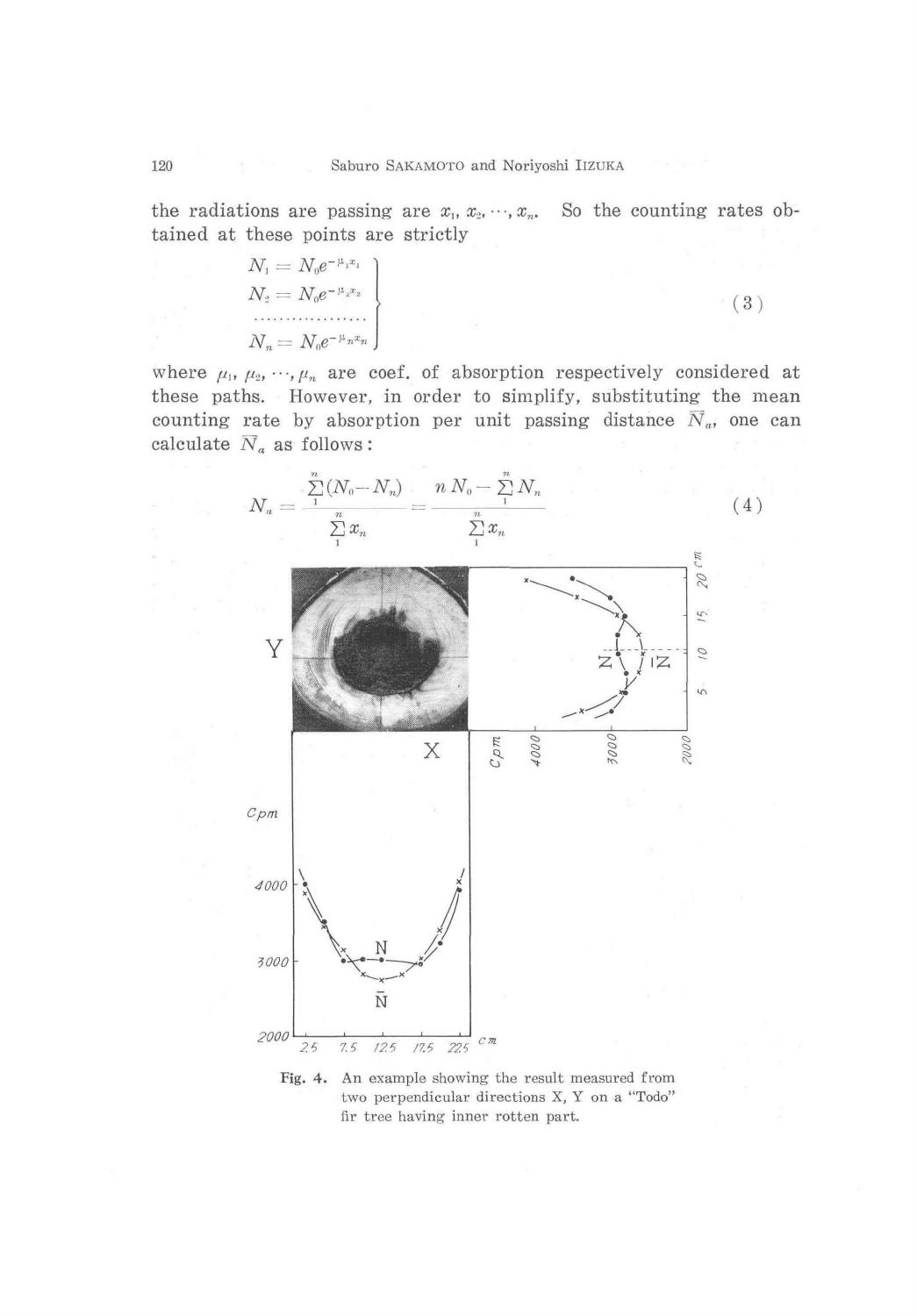the radiations are passing are $x_1, x_2, \cdots, x_n$. So the counting rates obtained at these points are strictly

$$
\left.\begin{array}{l}
N_1 = N_0 e^{-\mu_1 x_1} \\
N_2 = N_0 e^{-\mu_2 x_2} \\
\cdots\cdots\cdots\cdots\cdots\cdots \\
N_n = N_0 e^{-\mu_n x_n}
\end{array}\right\} \tag{3}
$$

where $\mu_1, \mu_2, \cdots, \mu_n$ are coef. of absorption respectively considered at these paths. However, in order to simplify, substituting the mean counting rate by absorption per unit passing distance $\overline{N}_a$, one can calculate $\overline{N}_a$ as follows:

$$
N_a = \frac{\sum_1^n (N_0 - N_n)}{\sum_1^n x_n} = \frac{n N_0 - \sum_1^n N_n}{\sum_1^n x_n} \tag{4}
$$

Fig. 4. An example showing the result measured from two perpendicular directions X, Y on a "Todo" fir tree having inner rotten part.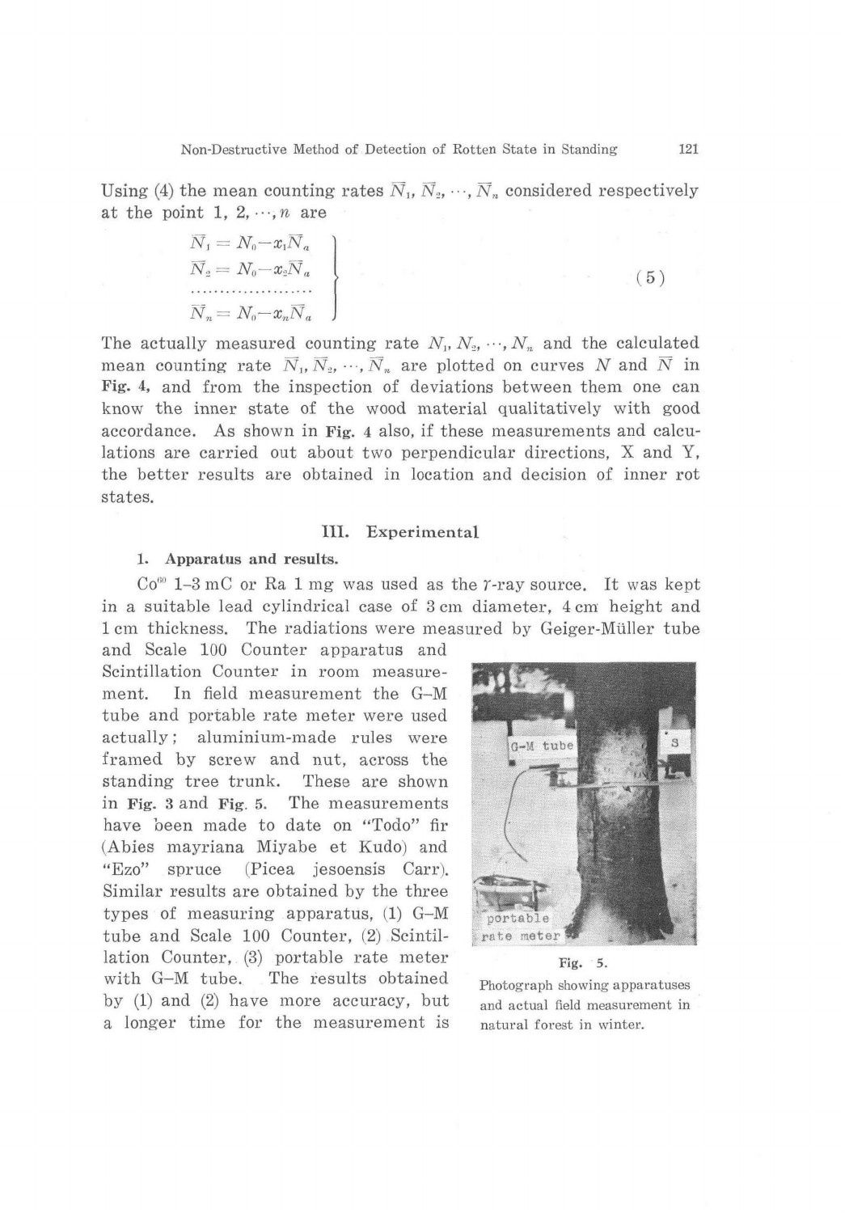Using (4) the mean counting rates $\overline{N}_1, \overline{N}_2, \cdots, \overline{N}_n$ considered respectively at the point $1, 2, \cdots, n$ are

$$
\left.
\begin{array}{l}
\overline{N}_1 = N_0 - x_1 \overline{N}_a \\
\overline{N}_2 = N_0 - x_2 \overline{N}_a \\
\cdots\cdots\cdots\cdots\cdots\cdots \\
\overline{N}_n = N_0 - x_n \overline{N}_a
\end{array}
\right\} \tag{5}
$$

The actually measured counting rate $N_1, N_2, \cdots, N_n$ and the calculated mean counting rate $\overline{N}_1, \overline{N}_2, \cdots, \overline{N}_n$ are plotted on curves $N$ and $\overline{N}$ in **Fig. 4**, and from the inspection of deviations between them one can know the inner state of the wood material qualitatively with good accordance. As shown in **Fig. 4** also, if these measurements and calculations are carried out about two perpendicular directions, X and Y, the better results are obtained in location and decision of inner rot states.

## III. Experimental

### 1. Apparatus and results.

$Co^{60}$ 1–3 mC or Ra 1 mg was used as the $\gamma$-ray source. It was kept in a suitable lead cylindrical case of 3 cm diameter, 4 cm height and 1 cm thickness. The radiations were measured by Geiger-Müller tube and Scale 100 Counter apparatus and Scintillation Counter in room measurement. In field measurement the G–M tube and portable rate meter were used actually; aluminium-made rules were framed by screw and nut, across the standing tree trunk. These are shown in **Fig. 3** and **Fig. 5**. The measurements have been made to date on "Todo" fir (Abies mayriana Miyabe et Kudo) and "Ezo" spruce (Picea jesoensis Carr). Similar results are obtained by the three types of measuring apparatus, (1) G–M tube and Scale 100 Counter, (2) Scintillation Counter, (3) portable rate meter with G–M tube. The results obtained by (1) and (2) have more accuracy, but a longer time for the measurement is

**Fig. 5.**
Photograph showing apparatuses and actual field measurement in natural forest in winter.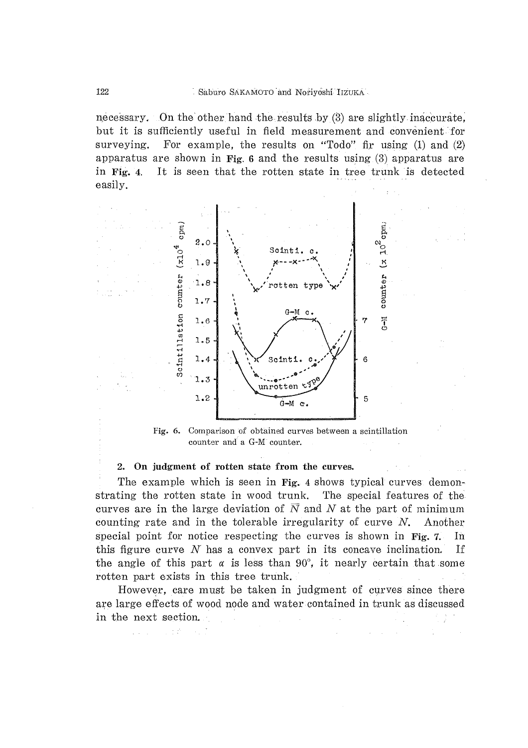necessary. On the other hand the results by (3) are slightly inaccurate, but it is sufficiently useful in field measurement and convenient for surveying. For example, the results on "Todo" fir using (1) and (2) apparatus are shown in **Fig. 6** and the results using (3) apparatus are in **Fig. 4**. It is seen that the rotten state in tree trunk is detected easily.

Fig. 6. Comparison of obtained curves between a scintillation counter and a G-M counter.

### 2. On judgment of rotten state from the curves.

The example which is seen in **Fig. 4** shows typical curves demonstrating the rotten state in wood trunk. The special features of the curves are in the large deviation of $\bar{N}$ and $N$ at the part of minimum counting rate and in the tolerable irregularity of curve $N$. Another special point for notice respecting the curves is shown in **Fig. 7**. In this figure curve $N$ has a convex part in its concave inclination. If the angle of this part $\alpha$ is less than 90°, it nearly certain that some rotten part exists in this tree trunk.

However, care must be taken in judgment of curves since there are large effects of wood node and water contained in trunk as discussed in the next section.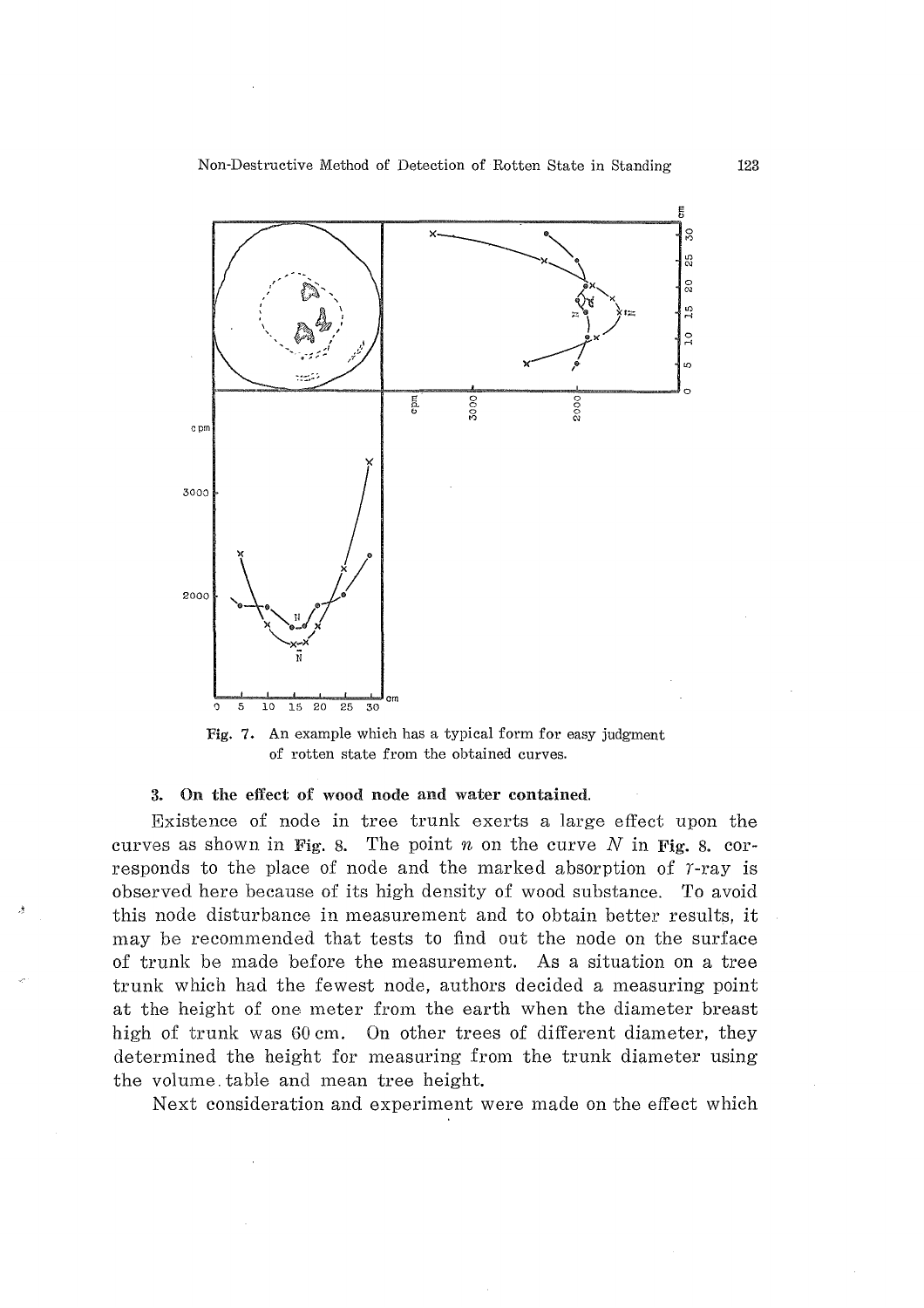Fig. 7. An example which has a typical form for easy judgment of rotten state from the obtained curves.

### 3. On the effect of wood node and water contained.

Existence of node in tree trunk exerts a large effect upon the curves as shown in Fig. 8. The point $n$ on the curve $N$ in Fig. 8. corresponds to the place of node and the marked absorption of $\gamma$-ray is observed here because of its high density of wood substance. To avoid this node disturbance in measurement and to obtain better results, it may be recommended that tests to find out the node on the surface of trunk be made before the measurement. As a situation on a tree trunk which had the fewest node, authors decided a measuring point at the height of one meter from the earth when the diameter breast high of trunk was 60 cm. On other trees of different diameter, they determined the height for measuring from the trunk diameter using the volume table and mean tree height.

Next consideration and experiment were made on the effect which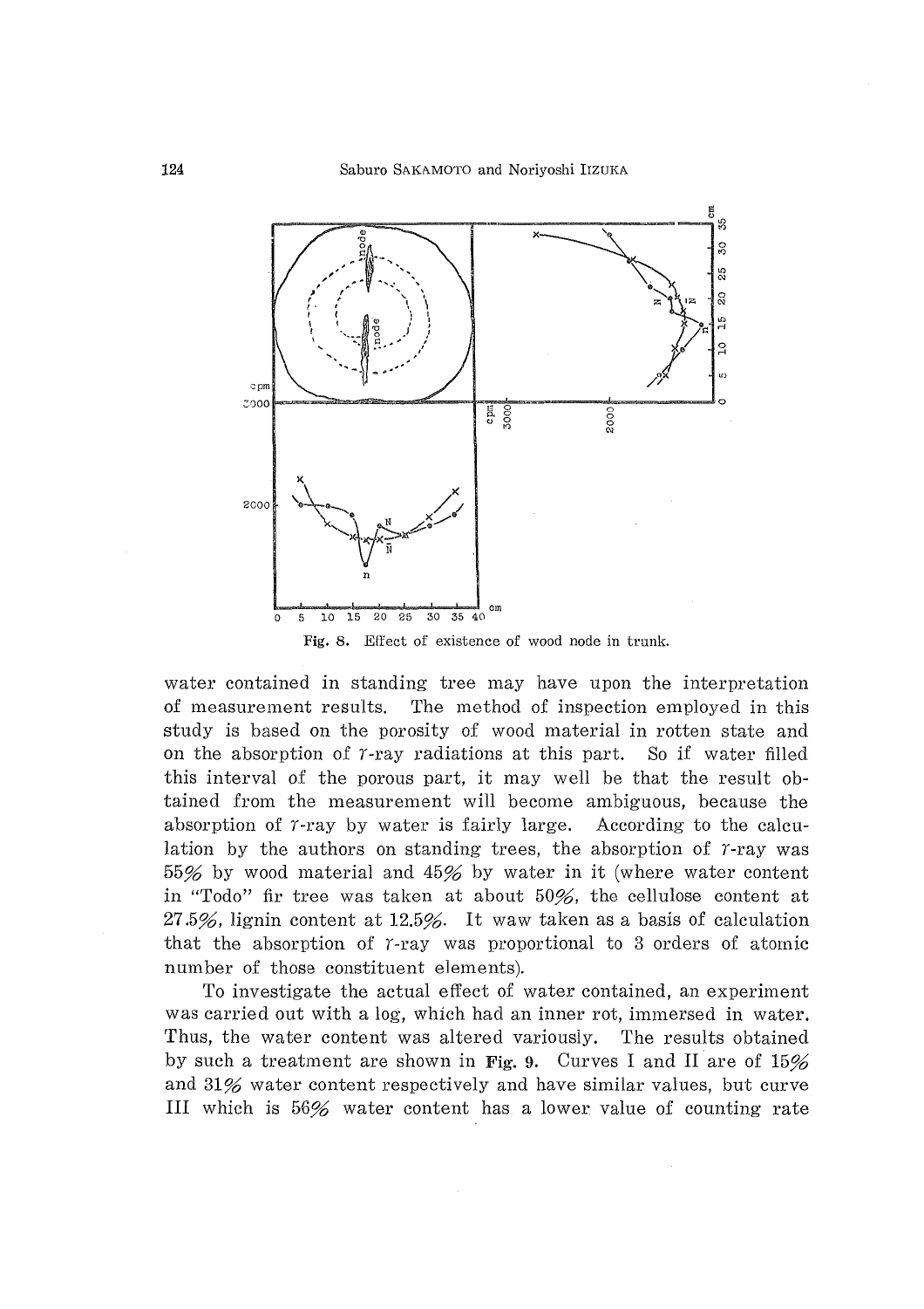Fig. 8. Effect of existence of wood node in trunk.

water contained in standing tree may have upon the interpretation of measurement results. The method of inspection employed in this study is based on the porosity of wood material in rotten state and on the absorption of $\gamma$-ray radiations at this part. So if water filled this interval of the porous part, it may well be that the result obtained from the measurement will become ambiguous, because the absorption of $\gamma$-ray by water is fairly large. According to the calculation by the authors on standing trees, the absorption of $\gamma$-ray was 55% by wood material and 45% by water in it (where water content in "Todo" fir tree was taken at about 50%, the cellulose content at 27.5%, lignin content at 12.5%. It waw taken as a basis of calculation that the absorption of $\gamma$-ray was proportional to 3 orders of atomic number of those constituent elements).

To investigate the actual effect of water contained, an experiment was carried out with a log, which had an inner rot, immersed in water. Thus, the water content was altered variously. The results obtained by such a treatment are shown in **Fig. 9.** Curves I and II are of 15% and 31% water content respectively and have similar values, but curve III which is 56% water content has a lower value of counting rate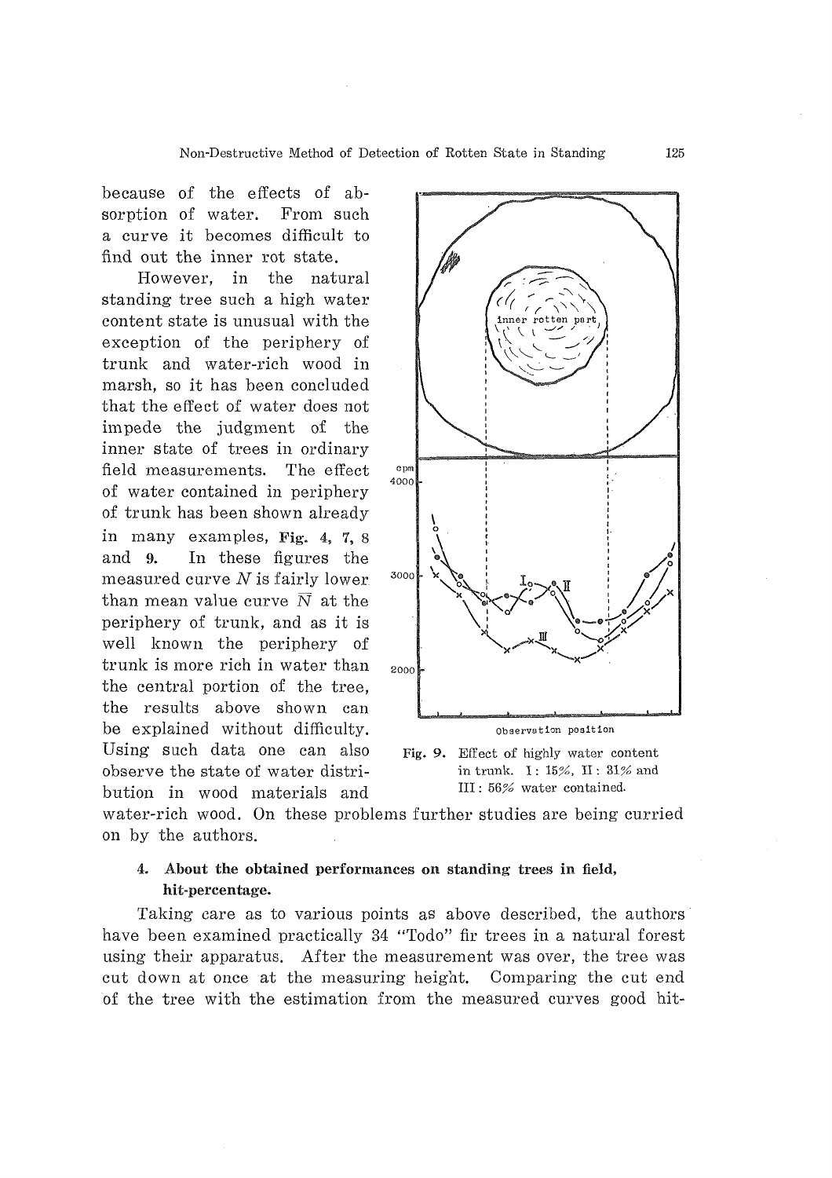because of the effects of absorption of water. From such a curve it becomes difficult to find out the inner rot state.

However, in the natural standing tree such a high water content state is unusual with the exception of the periphery of trunk and water-rich wood in marsh, so it has been concluded that the effect of water does not impede the judgment of the inner state of trees in ordinary field measurements. The effect of water contained in periphery of trunk has been shown already in many examples, **Fig. 4, 7, 8** and **9.** In these figures the measured curve $N$ is fairly lower than mean value curve $\overline{N}$ at the periphery of trunk, and as it is well known the periphery of trunk is more rich in water than the central portion of the tree, the results above shown can be explained without difficulty. Using such data one can also observe the state of water distribution in wood materials and water-rich wood. On these problems further studies are being curried on by the authors.

**Fig. 9.** Effect of highly water content in trunk. I : 15%, II : 31% and III : 56% water contained.

### 4. About the obtained performances on standing trees in field, hit-percentage.

Taking care as to various points as above described, the authors have been examined practically 34 "Todo" fir trees in a natural forest using their apparatus. After the measurement was over, the tree was cut down at once at the measuring height. Comparing the cut end of the tree with the estimation from the measured curves good hit-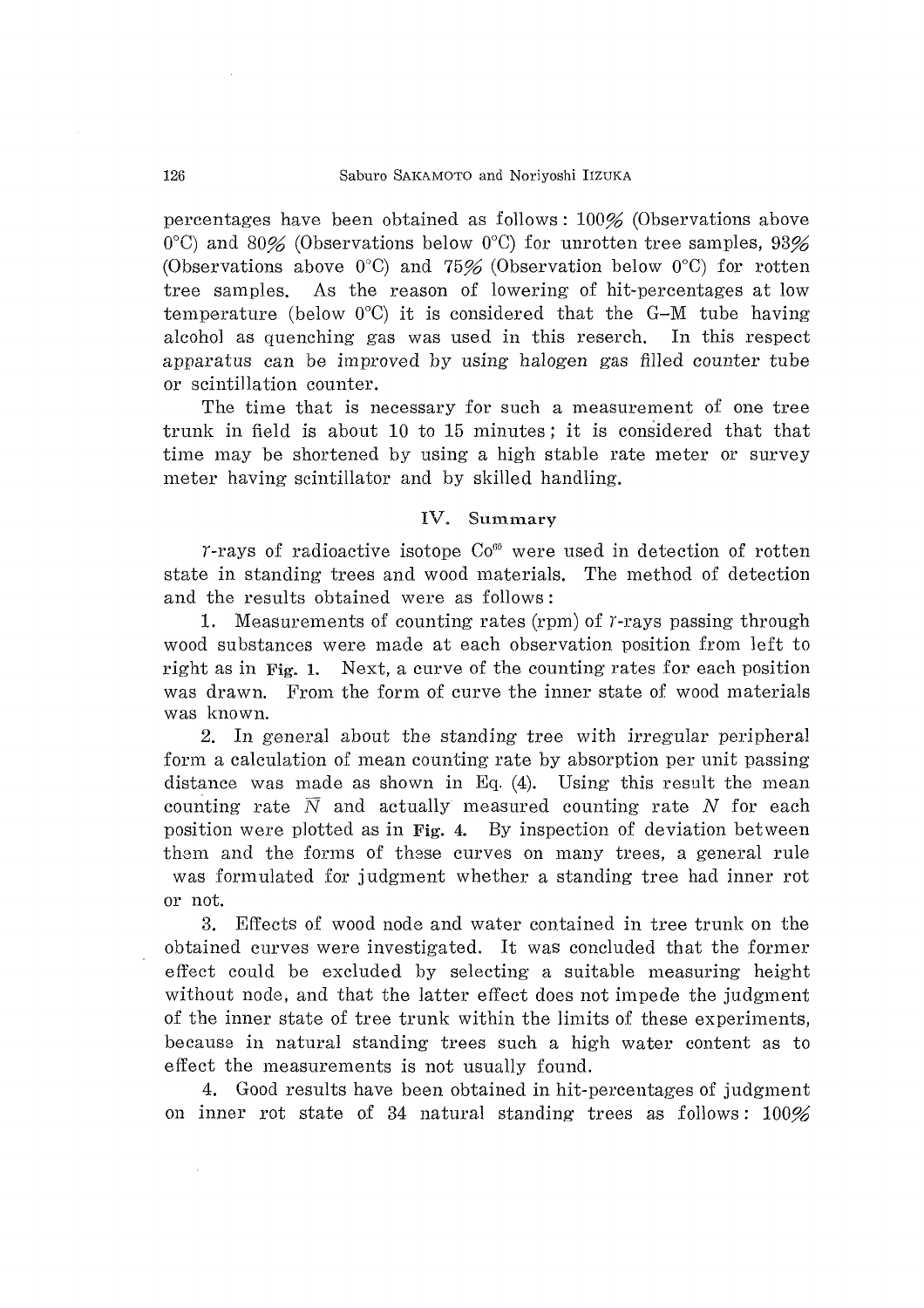percentages have been obtained as follows: 100% (Observations above 0°C) and 80% (Observations below 0°C) for unrotten tree samples, 93% (Observations above 0°C) and 75% (Observation below 0°C) for rotten tree samples. As the reason of lowering of hit-percentages at low temperature (below 0°C) it is considered that the G–M tube having alcohol as quenching gas was used in this reserch. In this respect apparatus can be improved by using halogen gas filled counter tube or scintillation counter.

The time that is necessary for such a measurement of one tree trunk in field is about 10 to 15 minutes; it is considered that that time may be shortened by using a high stable rate meter or survey meter having scintillator and by skilled handling.

## IV. Summary

$\gamma$-rays of radioactive isotope $Co^{60}$ were used in detection of rotten state in standing trees and wood materials. The method of detection and the results obtained were as follows:

1. Measurements of counting rates (rpm) of $\gamma$-rays passing through wood substances were made at each observation position from left to right as in **Fig. 1.** Next, a curve of the counting rates for each position was drawn. From the form of curve the inner state of wood materials was known.

2. In general about the standing tree with irregular peripheral form a calculation of mean counting rate by absorption per unit passing distance was made as shown in Eq. (4). Using this result the mean counting rate $\bar{N}$ and actually measured counting rate $N$ for each position were plotted as in **Fig. 4.** By inspection of deviation between them and the forms of these curves on many trees, a general rule was formulated for judgment whether a standing tree had inner rot or not.

3. Effects of wood node and water contained in tree trunk on the obtained curves were investigated. It was concluded that the former effect could be excluded by selecting a suitable measuring height without node, and that the latter effect does not impede the judgment of the inner state of tree trunk within the limits of these experiments, because in natural standing trees such a high water content as to effect the measurements is not usually found.

4. Good results have been obtained in hit-percentages of judgment on inner rot state of 34 natural standing trees as follows: 100%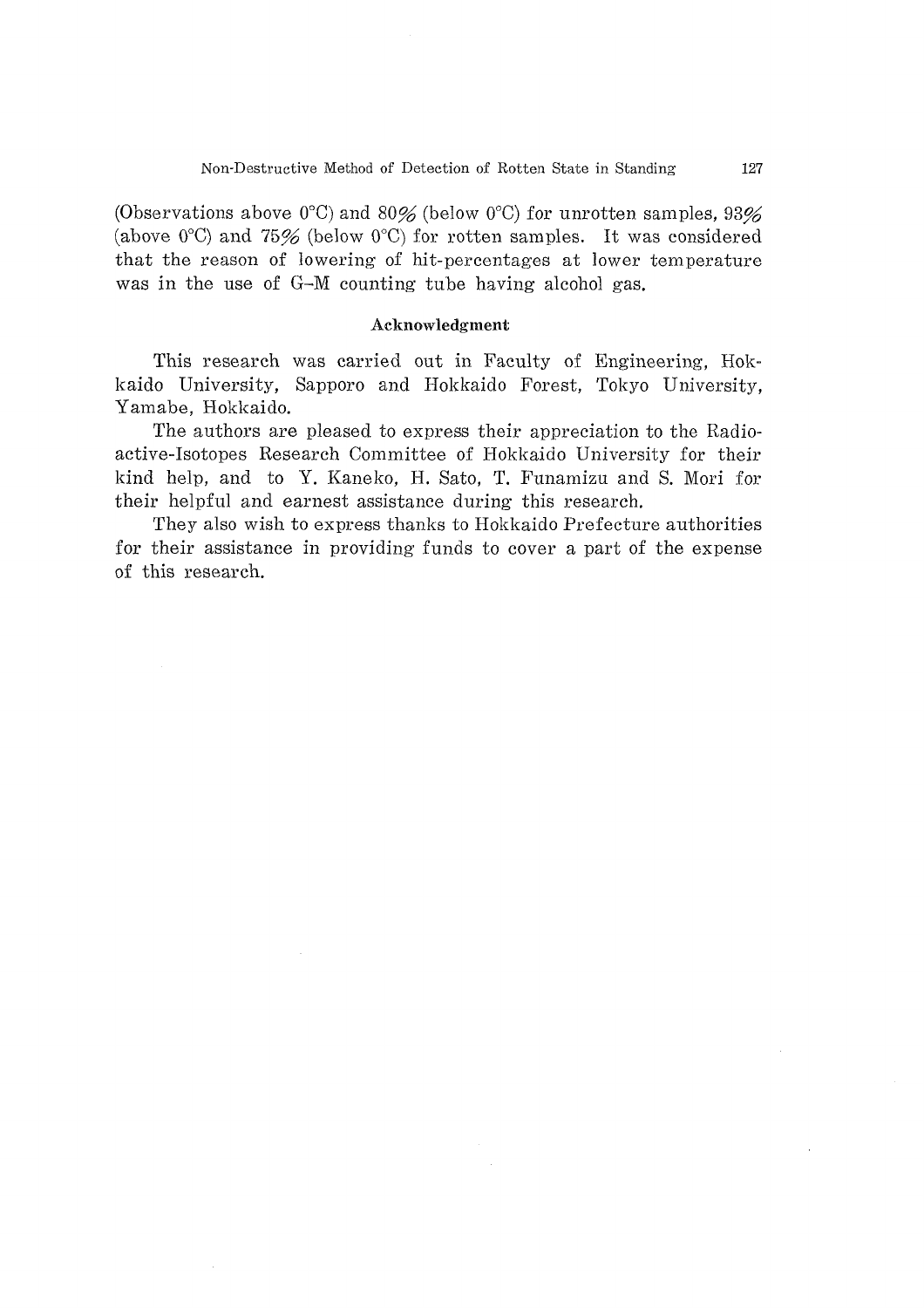(Observations above 0°C) and 80% (below 0°C) for unrotten samples, 93% (above 0°C) and 75% (below 0°C) for rotten samples. It was considered that the reason of lowering of hit-percentages at lower temperature was in the use of G–M counting tube having alcohol gas.

### Acknowledgment

This research was carried out in Faculty of Engineering, Hokkaido University, Sapporo and Hokkaido Forest, Tokyo University, Yamabe, Hokkaido.

The authors are pleased to express their appreciation to the Radioactive-Isotopes Research Committee of Hokkaido University for their kind help, and to Y. Kaneko, H. Sato, T. Funamizu and S. Mori for their helpful and earnest assistance during this research.

They also wish to express thanks to Hokkaido Prefecture authorities for their assistance in providing funds to cover a part of the expense of this research.